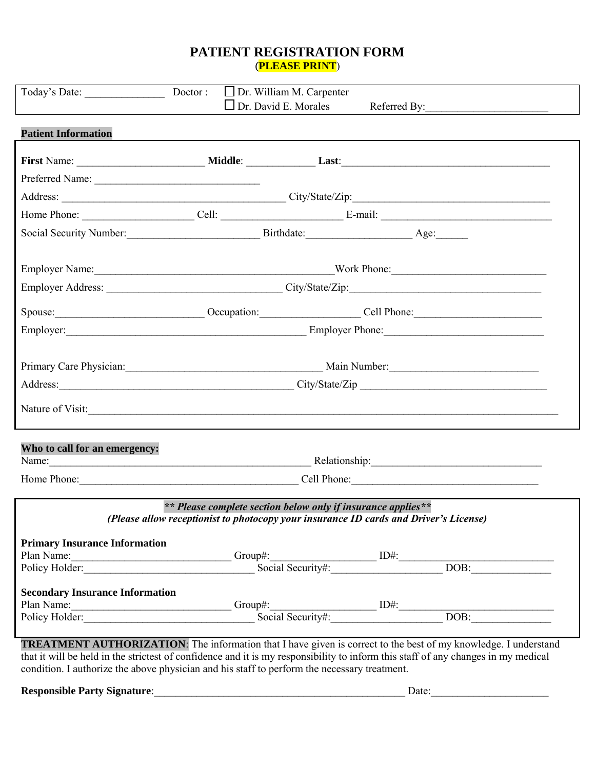# PATIENT REGISTRATION FORM

(**PLEASE PRINT**)

Today's Date: _______________ Doctor : ☐ Dr. William M. Carpenter
☐ Dr. David E. Morales Referred By:______________________

**Patient Information**

**First** Name: ________________________ **Middle**: _____________ **Last**:________________________________________

Preferred Name: _______________________________

Address: __________________________________________ City/State/Zip:____________________________________

Home Phone: ____________________ Cell: ______________________ E-mail: ________________________________

Social Security Number:________________________ Birthdate:___________________ Age:______

Employer Name:____________________________________________Work Phone:____________________________

Employer Address: ________________________________ City/State/Zip:___________________________________

Spouse:___________________________ Occupation:__________________ Cell Phone:________________________

Employer:____________________________________________ Employer Phone:____________________________

Primary Care Physician:____________________________________ Main Number:___________________________

Address:____________________________________________ City/State/Zip ___________________________________

Nature of Visit:________________________________________________________________________________________

**Who to call for an emergency:**

Name:__________________________________________________ Relationship:______________________________

Home Phone:_________________________________________ Cell Phone:__________________________________

***\*\* Please complete section below only if insurance applies\*\****

***(Please allow receptionist to photocopy your insurance ID cards and Driver's License)***

**Primary Insurance Information**

Plan Name:______________________________ Group#:___________________ ID#:____________________________

Policy Holder:________________________________ Social Security#:____________________ DOB:______________

**Secondary Insurance Information**

Plan Name:______________________________ Group#:___________________ ID#:____________________________

Policy Holder:________________________________ Social Security#:____________________ DOB:______________

**TREATMENT AUTHORIZATION**: The information that I have given is correct to the best of my knowledge. I understand that it will be held in the strictest of confidence and it is my responsibility to inform this staff of any changes in my medical condition. I authorize the above physician and his staff to perform the necessary treatment.

**Responsible Party Signature**:_______________________________________________ Date:______________________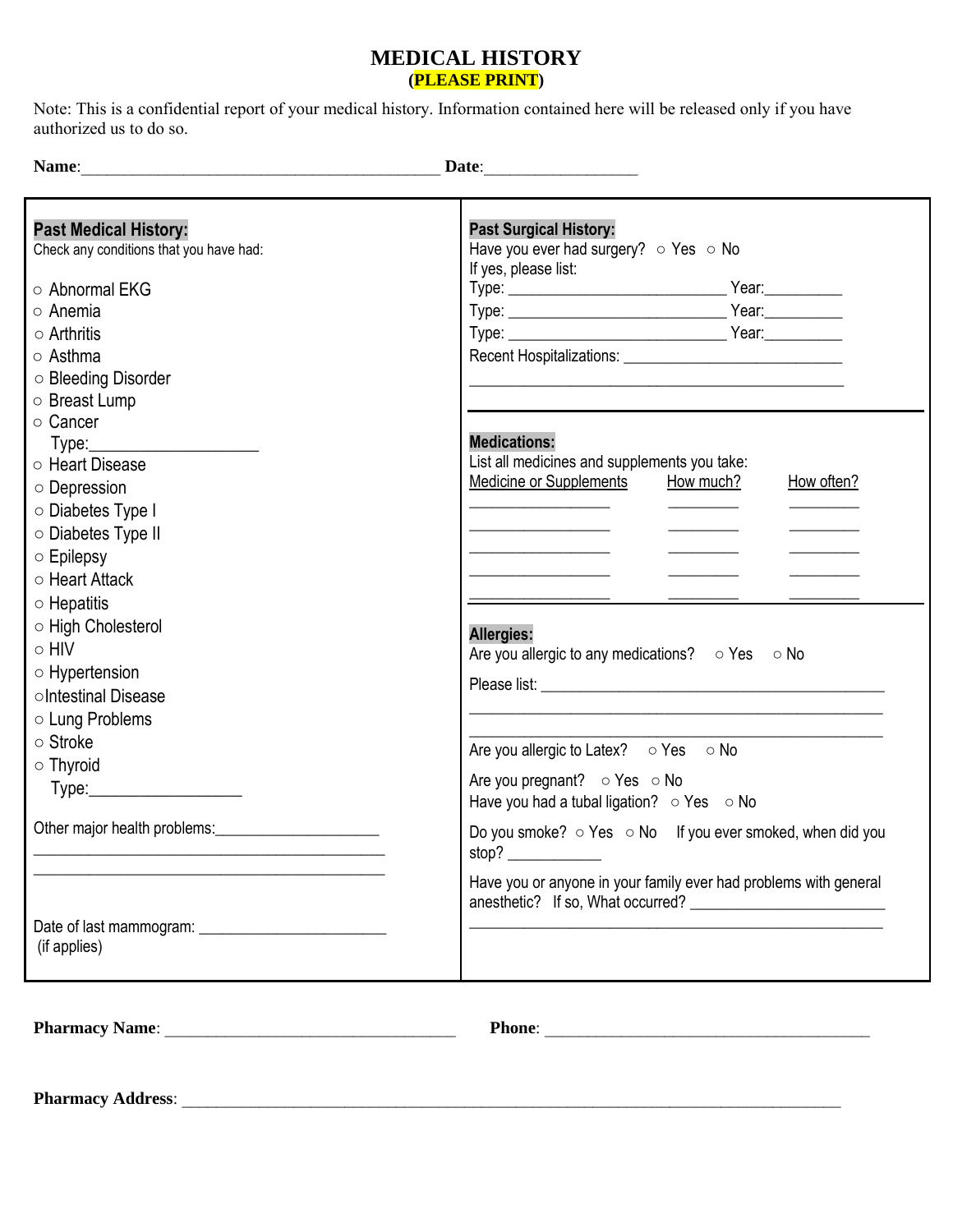# MEDICAL HISTORY

**(PLEASE PRINT)**

Note: This is a confidential report of your medical history. Information contained here will be released only if you have authorized us to do so.

**Name**:\_\_\_\_\_\_\_\_\_\_\_\_\_\_\_\_\_\_\_\_\_\_\_\_\_\_\_\_\_\_\_\_\_\_\_\_\_\_\_\_\_\_\_\_ **Date**:\_\_\_\_\_\_\_\_\_\_\_\_\_\_\_\_\_\_\_

## Past Medical History:

Check any conditions that you have had:

- ○ Abnormal EKG
- ○ Anemia
- ○ Arthritis
- ○ Asthma
- ○ Bleeding Disorder
- ○ Breast Lump
- ○ Cancer
  Type:\_\_\_\_\_\_\_\_\_\_\_\_\_\_\_\_\_\_\_\_
- ○ Heart Disease
- ○ Depression
- ○ Diabetes Type I
- ○ Diabetes Type II
- ○ Epilepsy
- ○ Heart Attack
- ○ Hepatitis
- ○ High Cholesterol
- ○ HIV
- ○ Hypertension
- ○Intestinal Disease
- ○ Lung Problems
- ○ Stroke
- ○ Thyroid
  Type:\_\_\_\_\_\_\_\_\_\_\_\_\_\_\_\_\_\_

Other major health problems:\_\_\_\_\_\_\_\_\_\_\_\_\_\_\_\_\_\_\_\_\_

\_\_\_\_\_\_\_\_\_\_\_\_\_\_\_\_\_\_\_\_\_\_\_\_\_\_\_\_\_\_\_\_\_\_\_\_\_\_\_\_\_\_\_\_\_\_

\_\_\_\_\_\_\_\_\_\_\_\_\_\_\_\_\_\_\_\_\_\_\_\_\_\_\_\_\_\_\_\_\_\_\_\_\_\_\_\_\_\_\_\_\_\_

Date of last mammogram: \_\_\_\_\_\_\_\_\_\_\_\_\_\_\_\_\_\_\_\_\_\_\_\_
(if applies)

## Past Surgical History:

Have you ever had surgery? ○ Yes ○ No

If yes, please list:

Type: \_\_\_\_\_\_\_\_\_\_\_\_\_\_\_\_\_\_\_\_\_\_\_\_\_\_\_\_ Year:\_\_\_\_\_\_\_\_\_\_

Type: \_\_\_\_\_\_\_\_\_\_\_\_\_\_\_\_\_\_\_\_\_\_\_\_\_\_\_\_ Year:\_\_\_\_\_\_\_\_\_\_

Type: \_\_\_\_\_\_\_\_\_\_\_\_\_\_\_\_\_\_\_\_\_\_\_\_\_\_\_\_ Year:\_\_\_\_\_\_\_\_\_\_

Recent Hospitalizations: \_\_\_\_\_\_\_\_\_\_\_\_\_\_\_\_\_\_\_\_\_\_\_\_\_\_\_\_

\_\_\_\_\_\_\_\_\_\_\_\_\_\_\_\_\_\_\_\_\_\_\_\_\_\_\_\_\_\_\_\_\_\_\_\_\_\_\_\_\_\_\_\_\_\_\_\_

## Medications:

List all medicines and supplements you take:

| Medicine or Supplements | How much? | How often? |
|---|---|---|
| | | |
| | | |
| | | |
| | | |
| | | |

## Allergies:

Are you allergic to any medications? ○ Yes ○ No

Please list: \_\_\_\_\_\_\_\_\_\_\_\_\_\_\_\_\_\_\_\_\_\_\_\_\_\_\_\_\_\_\_\_\_\_\_\_\_\_\_\_\_\_\_\_

\_\_\_\_\_\_\_\_\_\_\_\_\_\_\_\_\_\_\_\_\_\_\_\_\_\_\_\_\_\_\_\_\_\_\_\_\_\_\_\_\_\_\_\_\_\_\_\_\_\_\_\_

\_\_\_\_\_\_\_\_\_\_\_\_\_\_\_\_\_\_\_\_\_\_\_\_\_\_\_\_\_\_\_\_\_\_\_\_\_\_\_\_\_\_\_\_\_\_\_\_\_\_\_\_

Are you allergic to Latex? ○ Yes ○ No

Are you pregnant? ○ Yes ○ No

Have you had a tubal ligation? ○ Yes ○ No

Do you smoke? ○ Yes ○ No If you ever smoked, when did you stop? \_\_\_\_\_\_\_\_\_\_\_\_

Have you or anyone in your family ever had problems with general anesthetic? If so, What occurred? \_\_\_\_\_\_\_\_\_\_\_\_\_\_\_\_\_\_\_\_\_\_\_\_\_

\_\_\_\_\_\_\_\_\_\_\_\_\_\_\_\_\_\_\_\_\_\_\_\_\_\_\_\_\_\_\_\_\_\_\_\_\_\_\_\_\_\_\_\_\_\_\_\_\_\_\_\_\_\_

**Pharmacy Name**: \_\_\_\_\_\_\_\_\_\_\_\_\_\_\_\_\_\_\_\_\_\_\_\_\_\_\_\_\_\_\_\_\_\_\_\_ **Phone**: \_\_\_\_\_\_\_\_\_\_\_\_\_\_\_\_\_\_\_\_\_\_\_\_\_\_\_\_\_\_\_\_\_\_\_\_\_\_\_\_

**Pharmacy Address**: \_\_\_\_\_\_\_\_\_\_\_\_\_\_\_\_\_\_\_\_\_\_\_\_\_\_\_\_\_\_\_\_\_\_\_\_\_\_\_\_\_\_\_\_\_\_\_\_\_\_\_\_\_\_\_\_\_\_\_\_\_\_\_\_\_\_\_\_\_\_\_\_\_\_\_\_\_\_\_\_\_\_\_\_\_\_\_\_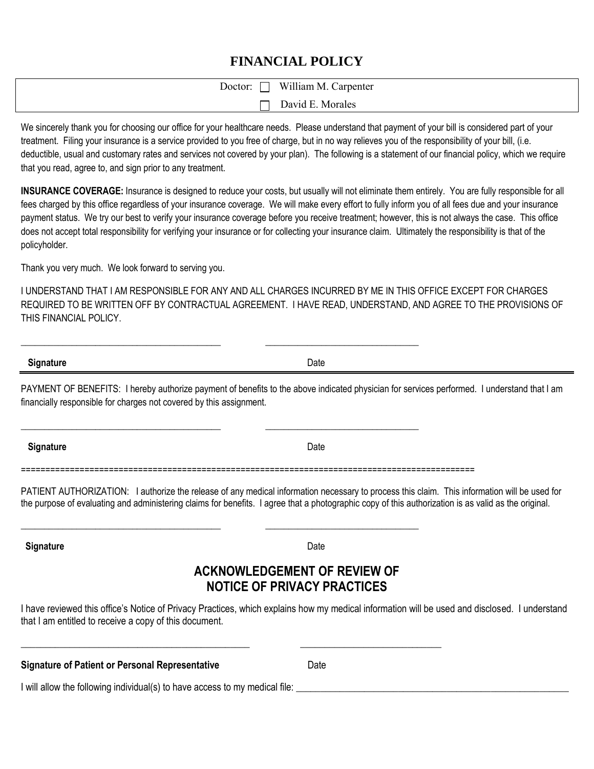# FINANCIAL POLICY

Doctor: ☐ William M. Carpenter

☐ David E. Morales

We sincerely thank you for choosing our office for your healthcare needs. Please understand that payment of your bill is considered part of your treatment. Filing your insurance is a service provided to you free of charge, but in no way relieves you of the responsibility of your bill, (i.e. deductible, usual and customary rates and services not covered by your plan). The following is a statement of our financial policy, which we require that you read, agree to, and sign prior to any treatment.

**INSURANCE COVERAGE:** Insurance is designed to reduce your costs, but usually will not eliminate them entirely. You are fully responsible for all fees charged by this office regardless of your insurance coverage. We will make every effort to fully inform you of all fees due and your insurance payment status. We try our best to verify your insurance coverage before you receive treatment; however, this is not always the case. This office does not accept total responsibility for verifying your insurance or for collecting your insurance claim. Ultimately the responsibility is that of the policyholder.

Thank you very much. We look forward to serving you.

I UNDERSTAND THAT I AM RESPONSIBLE FOR ANY AND ALL CHARGES INCURRED BY ME IN THIS OFFICE EXCEPT FOR CHARGES REQUIRED TO BE WRITTEN OFF BY CONTRACTUAL AGREEMENT. I HAVE READ, UNDERSTAND, AND AGREE TO THE PROVISIONS OF THIS FINANCIAL POLICY.

___________________________________________ ________________________________

**Signature** Date

PAYMENT OF BENEFITS: I hereby authorize payment of benefits to the above indicated physician for services performed. I understand that I am financially responsible for charges not covered by this assignment.

___________________________________________ ________________________________

**Signature** Date

==========================================================================================

PATIENT AUTHORIZATION: I authorize the release of any medical information necessary to process this claim. This information will be used for the purpose of evaluating and administering claims for benefits. I agree that a photographic copy of this authorization is as valid as the original.

___________________________________________ ________________________________

**Signature** Date

## ACKNOWLEDGEMENT OF REVIEW OF NOTICE OF PRIVACY PRACTICES

I have reviewed this office's Notice of Privacy Practices, which explains how my medical information will be used and disclosed. I understand that I am entitled to receive a copy of this document.

________________________________________________ _____________________________

**Signature of Patient or Personal Representative** Date

I will allow the following individual(s) to have access to my medical file: ___________________________________________________________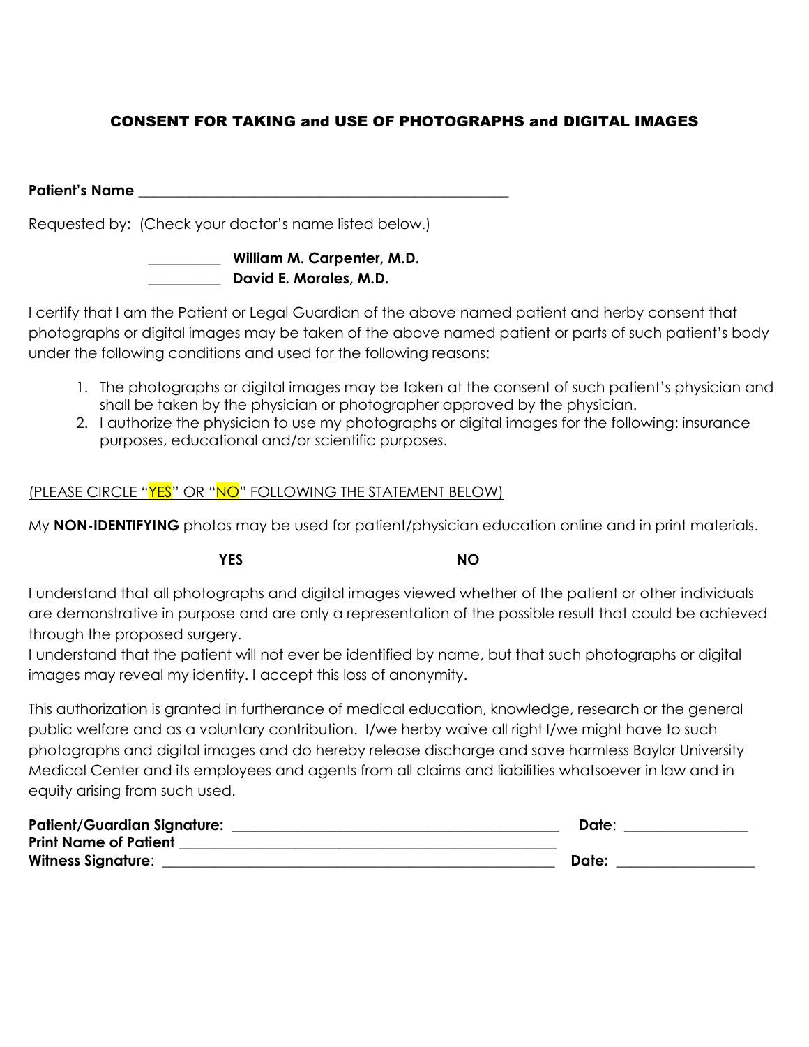## CONSENT FOR TAKING and USE OF PHOTOGRAPHS and DIGITAL IMAGES

**Patient's Name** ____________________________________________________

Requested by**:** (Check your doctor's name listed below.)

__________ **William M. Carpenter, M.D.**
__________ **David E. Morales, M.D.**

I certify that I am the Patient or Legal Guardian of the above named patient and herby consent that photographs or digital images may be taken of the above named patient or parts of such patient's body under the following conditions and used for the following reasons:

1. The photographs or digital images may be taken at the consent of such patient's physician and shall be taken by the physician or photographer approved by the physician.
2. I authorize the physician to use my photographs or digital images for the following: insurance purposes, educational and/or scientific purposes.

<u>(PLEASE CIRCLE "YES" OR "NO" FOLLOWING THE STATEMENT BELOW)</u>

My **NON-IDENTIFYING** photos may be used for patient/physician education online and in print materials.

**YES** **NO**

I understand that all photographs and digital images viewed whether of the patient or other individuals are demonstrative in purpose and are only a representation of the possible result that could be achieved through the proposed surgery.
I understand that the patient will not ever be identified by name, but that such photographs or digital images may reveal my identity. I accept this loss of anonymity.

This authorization is granted in furtherance of medical education, knowledge, research or the general public welfare and as a voluntary contribution. I/we herby waive all right I/we might have to such photographs and digital images and do hereby release discharge and save harmless Baylor University Medical Center and its employees and agents from all claims and liabilities whatsoever in law and in equity arising from such used.

**Patient/Guardian Signature:** _____________________________________________ **Date**: ________________
**Print Name of Patient** ___________________________________________________
**Witness Signature**: _____________________________________________________ **Date:** __________________